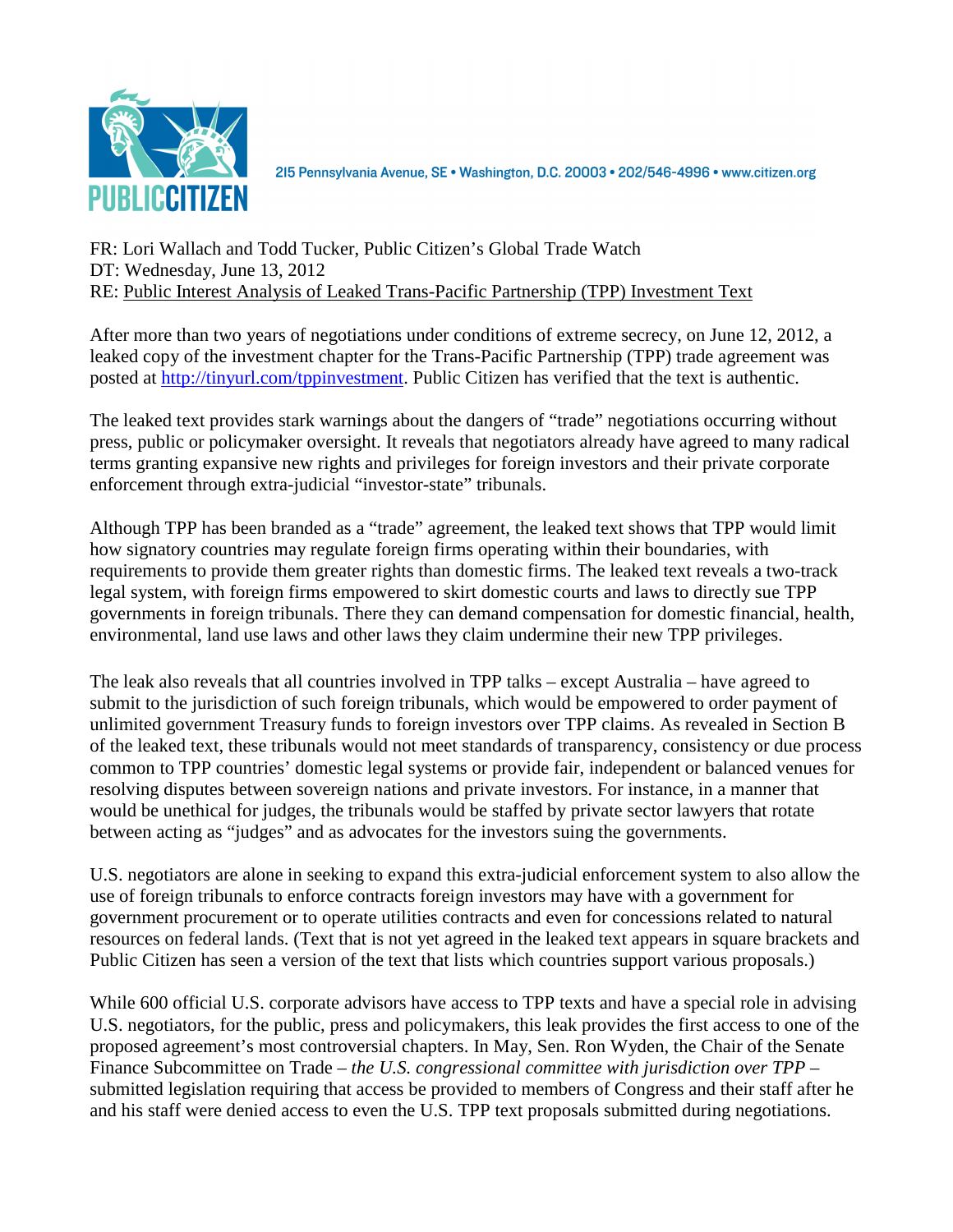PUBLIC CITIZEN

215 Pennsylvania Avenue, SE • Washington, D.C. 20003 • 202/546-4996 • www.citizen.org

FR: Lori Wallach and Todd Tucker, Public Citizen's Global Trade Watch
DT: Wednesday, June 13, 2012
RE: Public Interest Analysis of Leaked Trans-Pacific Partnership (TPP) Investment Text

After more than two years of negotiations under conditions of extreme secrecy, on June 12, 2012, a leaked copy of the investment chapter for the Trans-Pacific Partnership (TPP) trade agreement was posted at http://tinyurl.com/tppinvestment. Public Citizen has verified that the text is authentic.

The leaked text provides stark warnings about the dangers of "trade" negotiations occurring without press, public or policymaker oversight. It reveals that negotiators already have agreed to many radical terms granting expansive new rights and privileges for foreign investors and their private corporate enforcement through extra-judicial "investor-state" tribunals.

Although TPP has been branded as a "trade" agreement, the leaked text shows that TPP would limit how signatory countries may regulate foreign firms operating within their boundaries, with requirements to provide them greater rights than domestic firms. The leaked text reveals a two-track legal system, with foreign firms empowered to skirt domestic courts and laws to directly sue TPP governments in foreign tribunals. There they can demand compensation for domestic financial, health, environmental, land use laws and other laws they claim undermine their new TPP privileges.

The leak also reveals that all countries involved in TPP talks – except Australia – have agreed to submit to the jurisdiction of such foreign tribunals, which would be empowered to order payment of unlimited government Treasury funds to foreign investors over TPP claims. As revealed in Section B of the leaked text, these tribunals would not meet standards of transparency, consistency or due process common to TPP countries' domestic legal systems or provide fair, independent or balanced venues for resolving disputes between sovereign nations and private investors. For instance, in a manner that would be unethical for judges, the tribunals would be staffed by private sector lawyers that rotate between acting as "judges" and as advocates for the investors suing the governments.

U.S. negotiators are alone in seeking to expand this extra-judicial enforcement system to also allow the use of foreign tribunals to enforce contracts foreign investors may have with a government for government procurement or to operate utilities contracts and even for concessions related to natural resources on federal lands. (Text that is not yet agreed in the leaked text appears in square brackets and Public Citizen has seen a version of the text that lists which countries support various proposals.)

While 600 official U.S. corporate advisors have access to TPP texts and have a special role in advising U.S. negotiators, for the public, press and policymakers, this leak provides the first access to one of the proposed agreement's most controversial chapters. In May, Sen. Ron Wyden, the Chair of the Senate Finance Subcommittee on Trade – *the U.S. congressional committee with jurisdiction over TPP* – submitted legislation requiring that access be provided to members of Congress and their staff after he and his staff were denied access to even the U.S. TPP text proposals submitted during negotiations.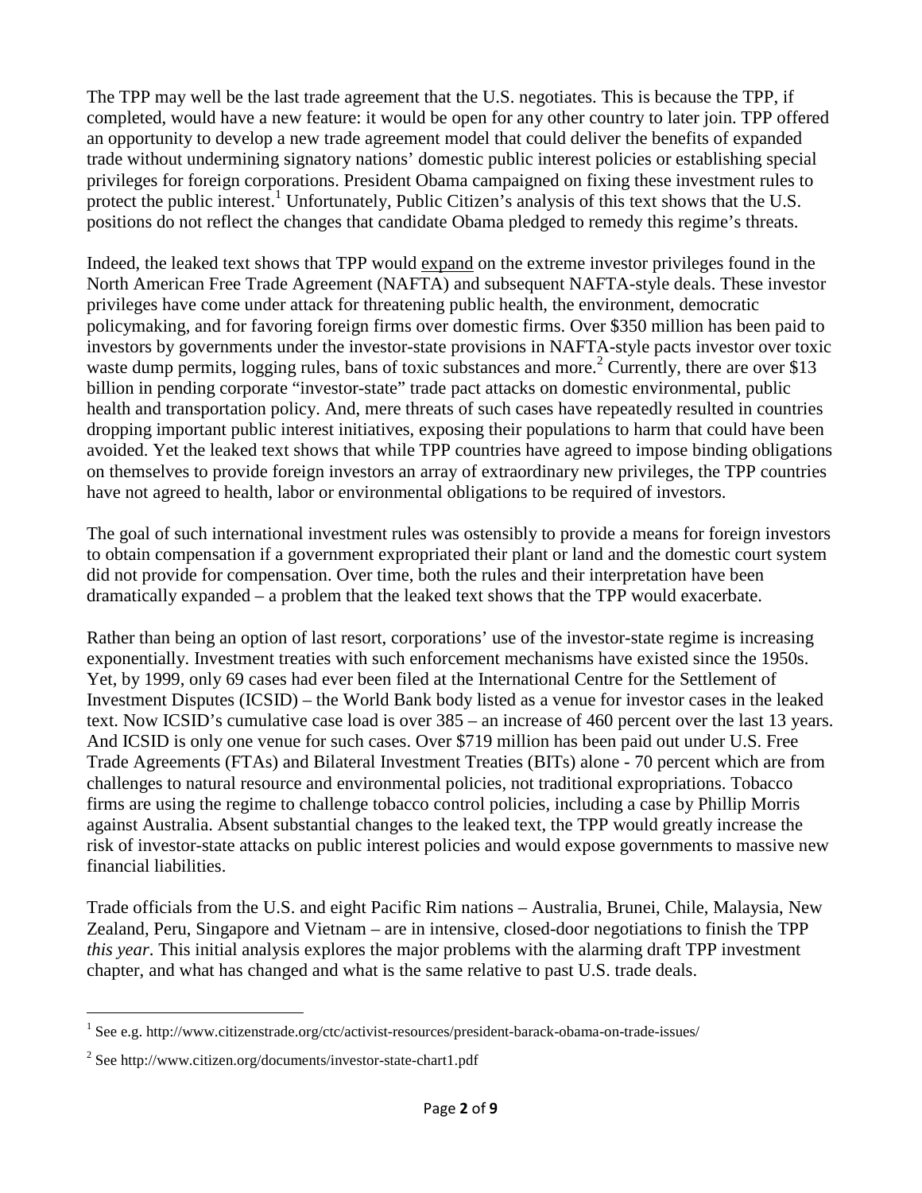The TPP may well be the last trade agreement that the U.S. negotiates. This is because the TPP, if completed, would have a new feature: it would be open for any other country to later join. TPP offered an opportunity to develop a new trade agreement model that could deliver the benefits of expanded trade without undermining signatory nations' domestic public interest policies or establishing special privileges for foreign corporations. President Obama campaigned on fixing these investment rules to protect the public interest.[1] Unfortunately, Public Citizen's analysis of this text shows that the U.S. positions do not reflect the changes that candidate Obama pledged to remedy this regime's threats.

Indeed, the leaked text shows that TPP would <u>expand</u> on the extreme investor privileges found in the North American Free Trade Agreement (NAFTA) and subsequent NAFTA-style deals. These investor privileges have come under attack for threatening public health, the environment, democratic policymaking, and for favoring foreign firms over domestic firms. Over $350 million has been paid to investors by governments under the investor-state provisions in NAFTA-style pacts investor over toxic waste dump permits, logging rules, bans of toxic substances and more.[2] Currently, there are over $13 billion in pending corporate "investor-state" trade pact attacks on domestic environmental, public health and transportation policy. And, mere threats of such cases have repeatedly resulted in countries dropping important public interest initiatives, exposing their populations to harm that could have been avoided. Yet the leaked text shows that while TPP countries have agreed to impose binding obligations on themselves to provide foreign investors an array of extraordinary new privileges, the TPP countries have not agreed to health, labor or environmental obligations to be required of investors.

The goal of such international investment rules was ostensibly to provide a means for foreign investors to obtain compensation if a government expropriated their plant or land and the domestic court system did not provide for compensation. Over time, both the rules and their interpretation have been dramatically expanded – a problem that the leaked text shows that the TPP would exacerbate.

Rather than being an option of last resort, corporations' use of the investor-state regime is increasing exponentially. Investment treaties with such enforcement mechanisms have existed since the 1950s. Yet, by 1999, only 69 cases had ever been filed at the International Centre for the Settlement of Investment Disputes (ICSID) – the World Bank body listed as a venue for investor cases in the leaked text. Now ICSID's cumulative case load is over 385 – an increase of 460 percent over the last 13 years. And ICSID is only one venue for such cases. Over $719 million has been paid out under U.S. Free Trade Agreements (FTAs) and Bilateral Investment Treaties (BITs) alone - 70 percent which are from challenges to natural resource and environmental policies, not traditional expropriations. Tobacco firms are using the regime to challenge tobacco control policies, including a case by Phillip Morris against Australia. Absent substantial changes to the leaked text, the TPP would greatly increase the risk of investor-state attacks on public interest policies and would expose governments to massive new financial liabilities.

Trade officials from the U.S. and eight Pacific Rim nations – Australia, Brunei, Chile, Malaysia, New Zealand, Peru, Singapore and Vietnam – are in intensive, closed-door negotiations to finish the TPP *this year*. This initial analysis explores the major problems with the alarming draft TPP investment chapter, and what has changed and what is the same relative to past U.S. trade deals.

---

[1] See e.g. http://www.citizenstrade.org/ctc/activist-resources/president-barack-obama-on-trade-issues/

[2] See http://www.citizen.org/documents/investor-state-chart1.pdf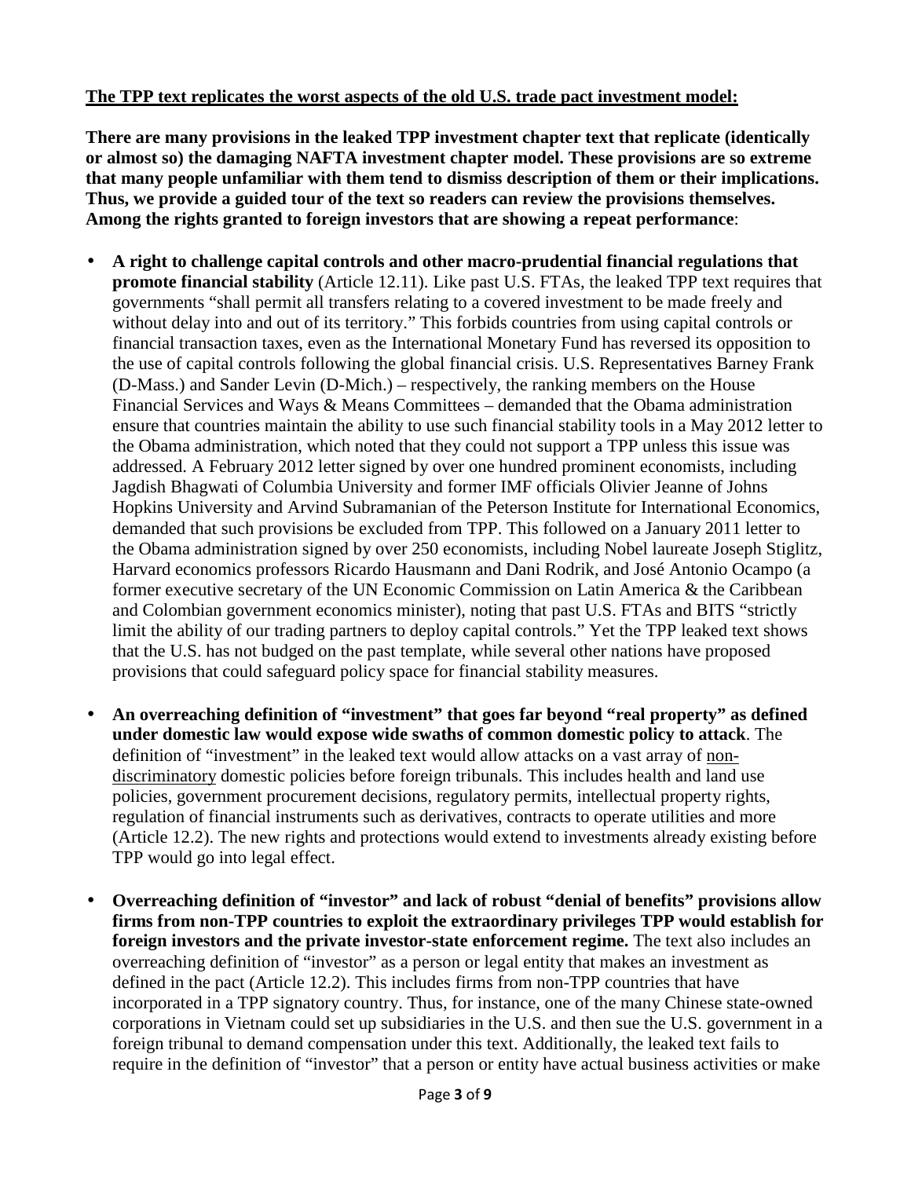**The TPP text replicates the worst aspects of the old U.S. trade pact investment model:**

**There are many provisions in the leaked TPP investment chapter text that replicate (identically or almost so) the damaging NAFTA investment chapter model. These provisions are so extreme that many people unfamiliar with them tend to dismiss description of them or their implications. Thus, we provide a guided tour of the text so readers can review the provisions themselves. Among the rights granted to foreign investors that are showing a repeat performance**:

- **A right to challenge capital controls and other macro-prudential financial regulations that promote financial stability** (Article 12.11). Like past U.S. FTAs, the leaked TPP text requires that governments "shall permit all transfers relating to a covered investment to be made freely and without delay into and out of its territory." This forbids countries from using capital controls or financial transaction taxes, even as the International Monetary Fund has reversed its opposition to the use of capital controls following the global financial crisis. U.S. Representatives Barney Frank (D-Mass.) and Sander Levin (D-Mich.) – respectively, the ranking members on the House Financial Services and Ways & Means Committees – demanded that the Obama administration ensure that countries maintain the ability to use such financial stability tools in a May 2012 letter to the Obama administration, which noted that they could not support a TPP unless this issue was addressed. A February 2012 letter signed by over one hundred prominent economists, including Jagdish Bhagwati of Columbia University and former IMF officials Olivier Jeanne of Johns Hopkins University and Arvind Subramanian of the Peterson Institute for International Economics, demanded that such provisions be excluded from TPP. This followed on a January 2011 letter to the Obama administration signed by over 250 economists, including Nobel laureate Joseph Stiglitz, Harvard economics professors Ricardo Hausmann and Dani Rodrik, and José Antonio Ocampo (a former executive secretary of the UN Economic Commission on Latin America & the Caribbean and Colombian government economics minister), noting that past U.S. FTAs and BITS "strictly limit the ability of our trading partners to deploy capital controls." Yet the TPP leaked text shows that the U.S. has not budged on the past template, while several other nations have proposed provisions that could safeguard policy space for financial stability measures.

- **An overreaching definition of "investment" that goes far beyond "real property" as defined under domestic law would expose wide swaths of common domestic policy to attack**. The definition of "investment" in the leaked text would allow attacks on a vast array of non-discriminatory domestic policies before foreign tribunals. This includes health and land use policies, government procurement decisions, regulatory permits, intellectual property rights, regulation of financial instruments such as derivatives, contracts to operate utilities and more (Article 12.2). The new rights and protections would extend to investments already existing before TPP would go into legal effect.

- **Overreaching definition of "investor" and lack of robust "denial of benefits" provisions allow firms from non-TPP countries to exploit the extraordinary privileges TPP would establish for foreign investors and the private investor-state enforcement regime.** The text also includes an overreaching definition of "investor" as a person or legal entity that makes an investment as defined in the pact (Article 12.2). This includes firms from non-TPP countries that have incorporated in a TPP signatory country. Thus, for instance, one of the many Chinese state-owned corporations in Vietnam could set up subsidiaries in the U.S. and then sue the U.S. government in a foreign tribunal to demand compensation under this text. Additionally, the leaked text fails to require in the definition of "investor" that a person or entity have actual business activities or make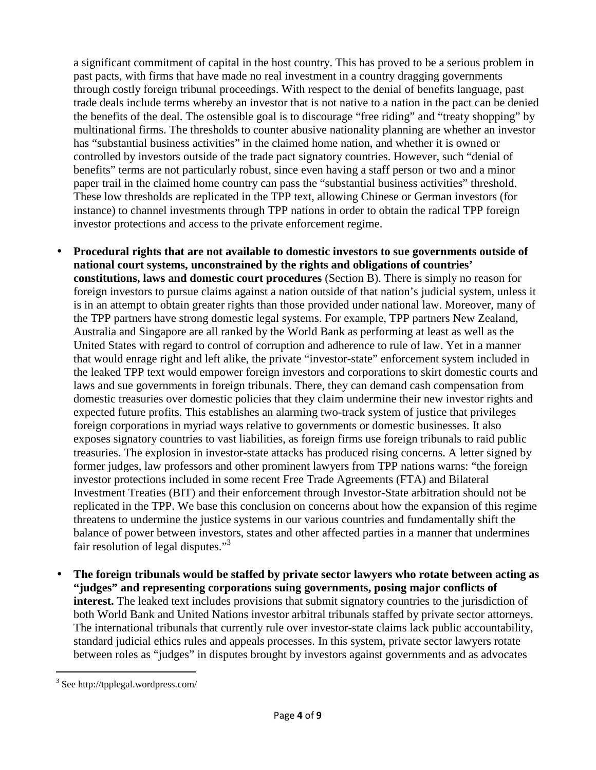a significant commitment of capital in the host country. This has proved to be a serious problem in past pacts, with firms that have made no real investment in a country dragging governments through costly foreign tribunal proceedings. With respect to the denial of benefits language, past trade deals include terms whereby an investor that is not native to a nation in the pact can be denied the benefits of the deal. The ostensible goal is to discourage "free riding" and "treaty shopping" by multinational firms. The thresholds to counter abusive nationality planning are whether an investor has "substantial business activities" in the claimed home nation, and whether it is owned or controlled by investors outside of the trade pact signatory countries. However, such "denial of benefits" terms are not particularly robust, since even having a staff person or two and a minor paper trail in the claimed home country can pass the "substantial business activities" threshold. These low thresholds are replicated in the TPP text, allowing Chinese or German investors (for instance) to channel investments through TPP nations in order to obtain the radical TPP foreign investor protections and access to the private enforcement regime.

- **Procedural rights that are not available to domestic investors to sue governments outside of national court systems, unconstrained by the rights and obligations of countries' constitutions, laws and domestic court procedures** (Section B). There is simply no reason for foreign investors to pursue claims against a nation outside of that nation's judicial system, unless it is in an attempt to obtain greater rights than those provided under national law. Moreover, many of the TPP partners have strong domestic legal systems. For example, TPP partners New Zealand, Australia and Singapore are all ranked by the World Bank as performing at least as well as the United States with regard to control of corruption and adherence to rule of law. Yet in a manner that would enrage right and left alike, the private "investor-state" enforcement system included in the leaked TPP text would empower foreign investors and corporations to skirt domestic courts and laws and sue governments in foreign tribunals. There, they can demand cash compensation from domestic treasuries over domestic policies that they claim undermine their new investor rights and expected future profits. This establishes an alarming two-track system of justice that privileges foreign corporations in myriad ways relative to governments or domestic businesses. It also exposes signatory countries to vast liabilities, as foreign firms use foreign tribunals to raid public treasuries. The explosion in investor-state attacks has produced rising concerns. A letter signed by former judges, law professors and other prominent lawyers from TPP nations warns: "the foreign investor protections included in some recent Free Trade Agreements (FTA) and Bilateral Investment Treaties (BIT) and their enforcement through Investor-State arbitration should not be replicated in the TPP. We base this conclusion on concerns about how the expansion of this regime threatens to undermine the justice systems in our various countries and fundamentally shift the balance of power between investors, states and other affected parties in a manner that undermines fair resolution of legal disputes."[3]

- **The foreign tribunals would be staffed by private sector lawyers who rotate between acting as "judges" and representing corporations suing governments, posing major conflicts of interest.** The leaked text includes provisions that submit signatory countries to the jurisdiction of both World Bank and United Nations investor arbitral tribunals staffed by private sector attorneys. The international tribunals that currently rule over investor-state claims lack public accountability, standard judicial ethics rules and appeals processes. In this system, private sector lawyers rotate between roles as "judges" in disputes brought by investors against governments and as advocates

---

[3] See http://tpplegal.wordpress.com/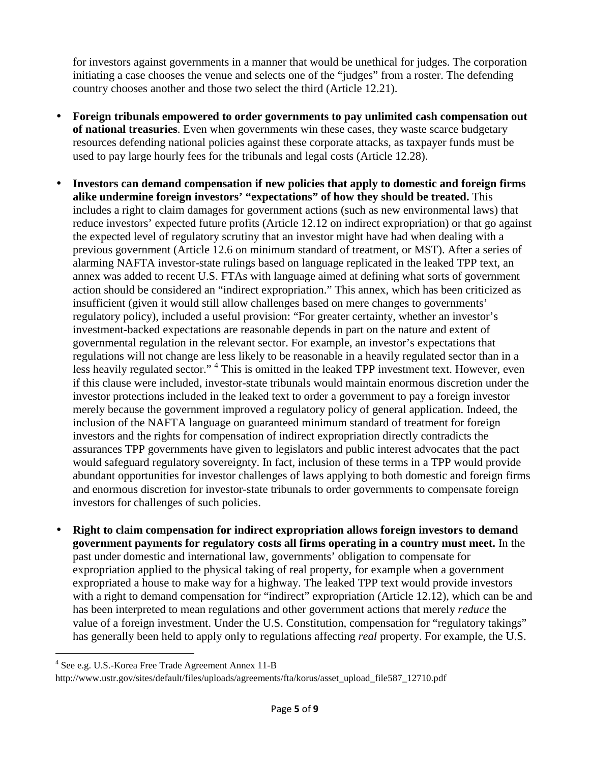for investors against governments in a manner that would be unethical for judges. The corporation initiating a case chooses the venue and selects one of the "judges" from a roster. The defending country chooses another and those two select the third (Article 12.21).

- **Foreign tribunals empowered to order governments to pay unlimited cash compensation out of national treasuries**. Even when governments win these cases, they waste scarce budgetary resources defending national policies against these corporate attacks, as taxpayer funds must be used to pay large hourly fees for the tribunals and legal costs (Article 12.28).

- **Investors can demand compensation if new policies that apply to domestic and foreign firms alike undermine foreign investors' "expectations" of how they should be treated.** This includes a right to claim damages for government actions (such as new environmental laws) that reduce investors' expected future profits (Article 12.12 on indirect expropriation) or that go against the expected level of regulatory scrutiny that an investor might have had when dealing with a previous government (Article 12.6 on minimum standard of treatment, or MST). After a series of alarming NAFTA investor-state rulings based on language replicated in the leaked TPP text, an annex was added to recent U.S. FTAs with language aimed at defining what sorts of government action should be considered an "indirect expropriation." This annex, which has been criticized as insufficient (given it would still allow challenges based on mere changes to governments' regulatory policy), included a useful provision: "For greater certainty, whether an investor's investment-backed expectations are reasonable depends in part on the nature and extent of governmental regulation in the relevant sector. For example, an investor's expectations that regulations will not change are less likely to be reasonable in a heavily regulated sector than in a less heavily regulated sector." [4] This is omitted in the leaked TPP investment text. However, even if this clause were included, investor-state tribunals would maintain enormous discretion under the investor protections included in the leaked text to order a government to pay a foreign investor merely because the government improved a regulatory policy of general application. Indeed, the inclusion of the NAFTA language on guaranteed minimum standard of treatment for foreign investors and the rights for compensation of indirect expropriation directly contradicts the assurances TPP governments have given to legislators and public interest advocates that the pact would safeguard regulatory sovereignty. In fact, inclusion of these terms in a TPP would provide abundant opportunities for investor challenges of laws applying to both domestic and foreign firms and enormous discretion for investor-state tribunals to order governments to compensate foreign investors for challenges of such policies.

- **Right to claim compensation for indirect expropriation allows foreign investors to demand government payments for regulatory costs all firms operating in a country must meet.** In the past under domestic and international law, governments' obligation to compensate for expropriation applied to the physical taking of real property, for example when a government expropriated a house to make way for a highway. The leaked TPP text would provide investors with a right to demand compensation for "indirect" expropriation (Article 12.12), which can be and has been interpreted to mean regulations and other government actions that merely *reduce* the value of a foreign investment. Under the U.S. Constitution, compensation for "regulatory takings" has generally been held to apply only to regulations affecting *real* property. For example, the U.S.

[4] See e.g. U.S.-Korea Free Trade Agreement Annex 11-B
http://www.ustr.gov/sites/default/files/uploads/agreements/fta/korus/asset_upload_file587_12710.pdf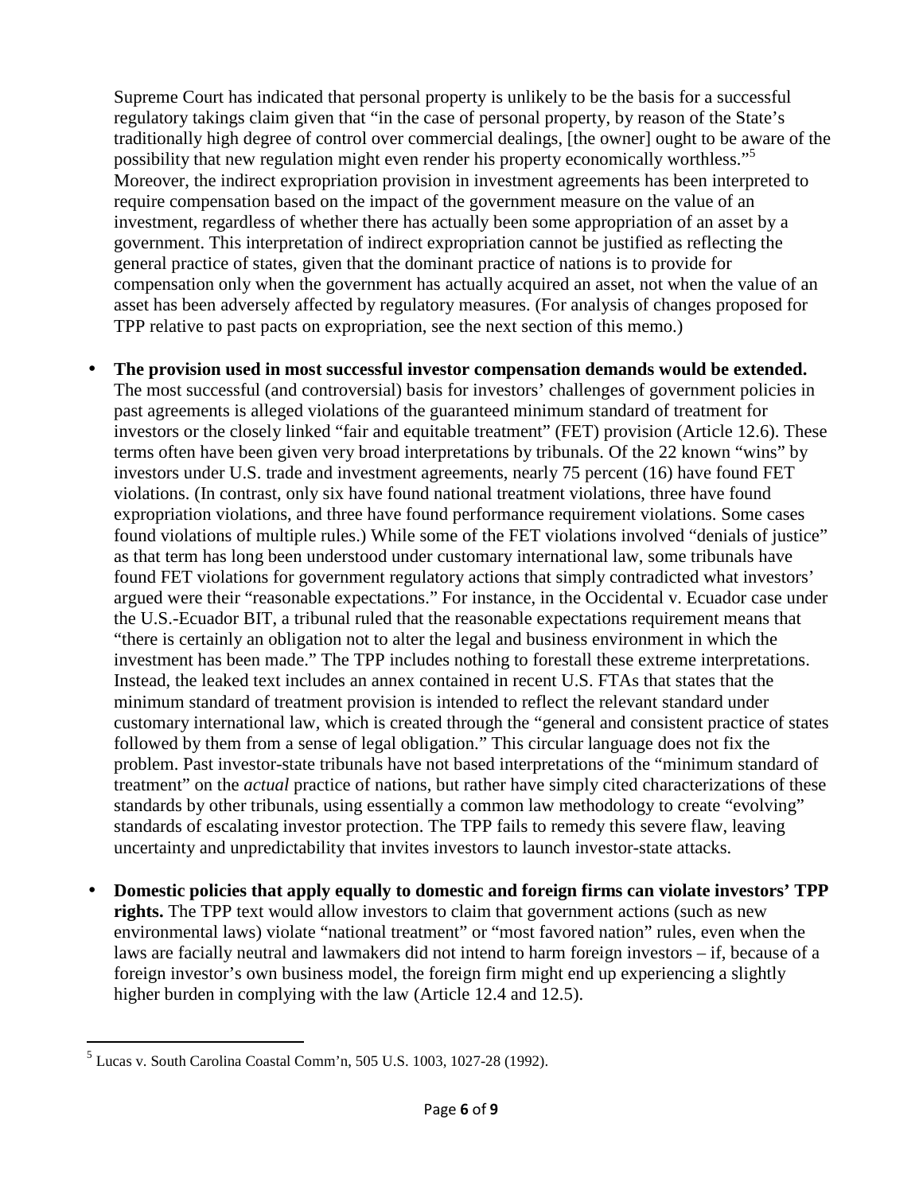Supreme Court has indicated that personal property is unlikely to be the basis for a successful regulatory takings claim given that "in the case of personal property, by reason of the State's traditionally high degree of control over commercial dealings, [the owner] ought to be aware of the possibility that new regulation might even render his property economically worthless."[5] Moreover, the indirect expropriation provision in investment agreements has been interpreted to require compensation based on the impact of the government measure on the value of an investment, regardless of whether there has actually been some appropriation of an asset by a government. This interpretation of indirect expropriation cannot be justified as reflecting the general practice of states, given that the dominant practice of nations is to provide for compensation only when the government has actually acquired an asset, not when the value of an asset has been adversely affected by regulatory measures. (For analysis of changes proposed for TPP relative to past pacts on expropriation, see the next section of this memo.)

- **The provision used in most successful investor compensation demands would be extended.** The most successful (and controversial) basis for investors' challenges of government policies in past agreements is alleged violations of the guaranteed minimum standard of treatment for investors or the closely linked "fair and equitable treatment" (FET) provision (Article 12.6). These terms often have been given very broad interpretations by tribunals. Of the 22 known "wins" by investors under U.S. trade and investment agreements, nearly 75 percent (16) have found FET violations. (In contrast, only six have found national treatment violations, three have found expropriation violations, and three have found performance requirement violations. Some cases found violations of multiple rules.) While some of the FET violations involved "denials of justice" as that term has long been understood under customary international law, some tribunals have found FET violations for government regulatory actions that simply contradicted what investors' argued were their "reasonable expectations." For instance, in the Occidental v. Ecuador case under the U.S.-Ecuador BIT, a tribunal ruled that the reasonable expectations requirement means that "there is certainly an obligation not to alter the legal and business environment in which the investment has been made." The TPP includes nothing to forestall these extreme interpretations. Instead, the leaked text includes an annex contained in recent U.S. FTAs that states that the minimum standard of treatment provision is intended to reflect the relevant standard under customary international law, which is created through the "general and consistent practice of states followed by them from a sense of legal obligation." This circular language does not fix the problem. Past investor-state tribunals have not based interpretations of the "minimum standard of treatment" on the *actual* practice of nations, but rather have simply cited characterizations of these standards by other tribunals, using essentially a common law methodology to create "evolving" standards of escalating investor protection. The TPP fails to remedy this severe flaw, leaving uncertainty and unpredictability that invites investors to launch investor-state attacks.

- **Domestic policies that apply equally to domestic and foreign firms can violate investors' TPP rights.** The TPP text would allow investors to claim that government actions (such as new environmental laws) violate "national treatment" or "most favored nation" rules, even when the laws are facially neutral and lawmakers did not intend to harm foreign investors – if, because of a foreign investor's own business model, the foreign firm might end up experiencing a slightly higher burden in complying with the law (Article 12.4 and 12.5).

---

[5] Lucas v. South Carolina Coastal Comm'n, 505 U.S. 1003, 1027-28 (1992).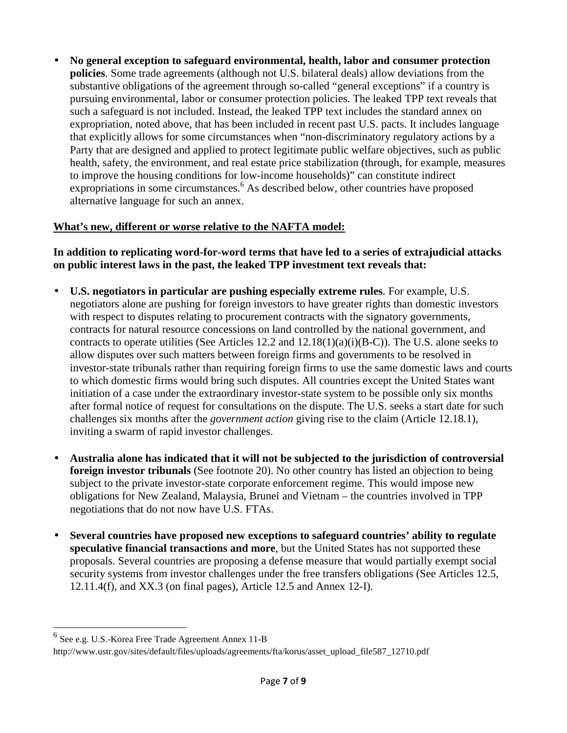- **No general exception to safeguard environmental, health, labor and consumer protection policies**. Some trade agreements (although not U.S. bilateral deals) allow deviations from the substantive obligations of the agreement through so-called "general exceptions" if a country is pursuing environmental, labor or consumer protection policies. The leaked TPP text reveals that such a safeguard is not included. Instead, the leaked TPP text includes the standard annex on expropriation, noted above, that has been included in recent past U.S. pacts. It includes language that explicitly allows for some circumstances when "non-discriminatory regulatory actions by a Party that are designed and applied to protect legitimate public welfare objectives, such as public health, safety, the environment, and real estate price stabilization (through, for example, measures to improve the housing conditions for low-income households)" can constitute indirect expropriations in some circumstances.[6] As described below, other countries have proposed alternative language for such an annex.

<u>**What's new, different or worse relative to the NAFTA model:**</u>

**In addition to replicating word-for-word terms that have led to a series of extrajudicial attacks on public interest laws in the past, the leaked TPP investment text reveals that:**

- **U.S. negotiators in particular are pushing especially extreme rules**. For example, U.S. negotiators alone are pushing for foreign investors to have greater rights than domestic investors with respect to disputes relating to procurement contracts with the signatory governments, contracts for natural resource concessions on land controlled by the national government, and contracts to operate utilities (See Articles 12.2 and 12.18(1)(a)(i)(B-C)). The U.S. alone seeks to allow disputes over such matters between foreign firms and governments to be resolved in investor-state tribunals rather than requiring foreign firms to use the same domestic laws and courts to which domestic firms would bring such disputes. All countries except the United States want initiation of a case under the extraordinary investor-state system to be possible only six months after formal notice of request for consultations on the dispute. The U.S. seeks a start date for such challenges six months after the *government action* giving rise to the claim (Article 12.18.1), inviting a swarm of rapid investor challenges.

- **Australia alone has indicated that it will not be subjected to the jurisdiction of controversial foreign investor tribunals** (See footnote 20). No other country has listed an objection to being subject to the private investor-state corporate enforcement regime. This would impose new obligations for New Zealand, Malaysia, Brunei and Vietnam – the countries involved in TPP negotiations that do not now have U.S. FTAs.

- **Several countries have proposed new exceptions to safeguard countries' ability to regulate speculative financial transactions and more**, but the United States has not supported these proposals. Several countries are proposing a defense measure that would partially exempt social security systems from investor challenges under the free transfers obligations (See Articles 12.5, 12.11.4(f), and XX.3 (on final pages), Article 12.5 and Annex 12-I).

---

[6] See e.g. U.S.-Korea Free Trade Agreement Annex 11-B
http://www.ustr.gov/sites/default/files/uploads/agreements/fta/korus/asset_upload_file587_12710.pdf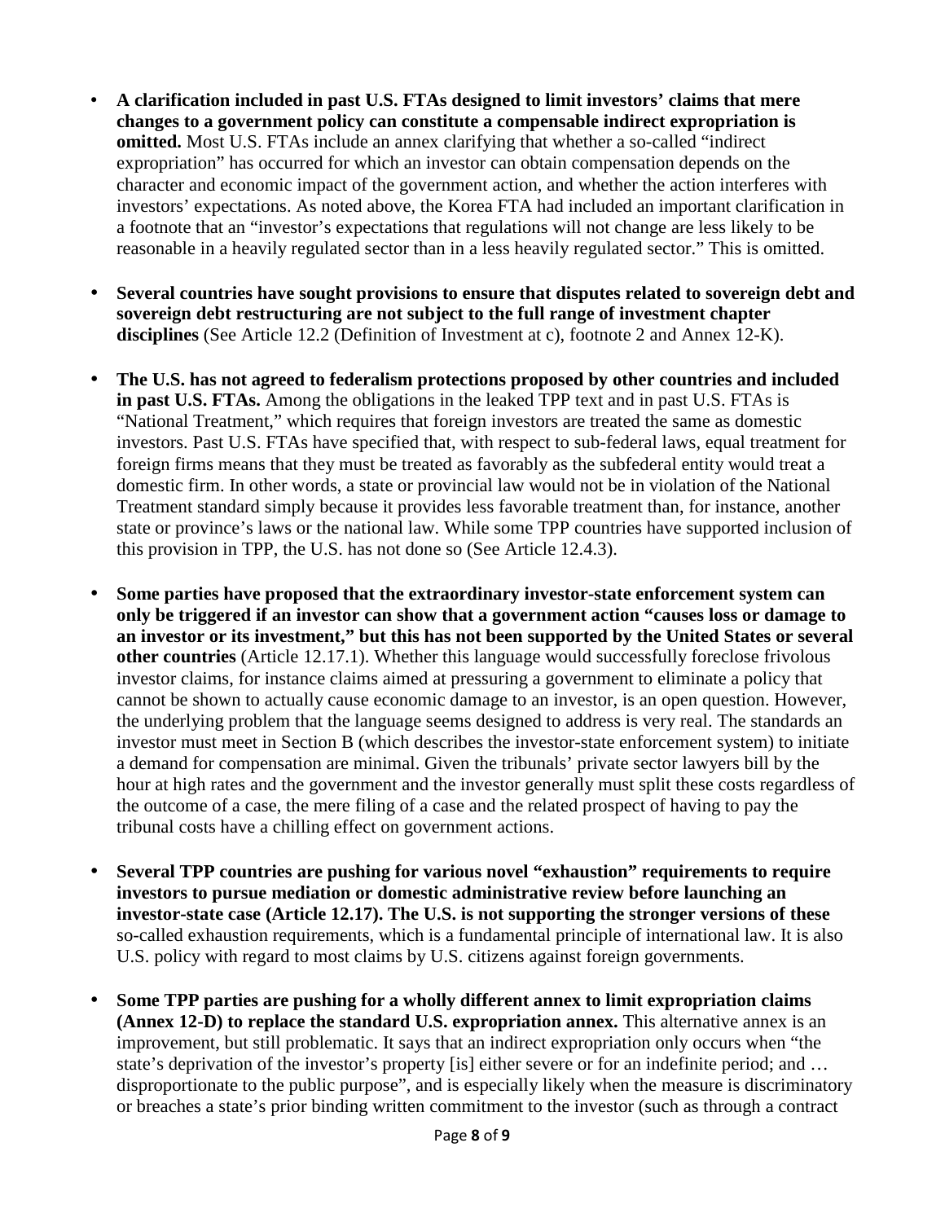- **A clarification included in past U.S. FTAs designed to limit investors' claims that mere changes to a government policy can constitute a compensable indirect expropriation is omitted.** Most U.S. FTAs include an annex clarifying that whether a so-called "indirect expropriation" has occurred for which an investor can obtain compensation depends on the character and economic impact of the government action, and whether the action interferes with investors' expectations. As noted above, the Korea FTA had included an important clarification in a footnote that an "investor's expectations that regulations will not change are less likely to be reasonable in a heavily regulated sector than in a less heavily regulated sector." This is omitted.

- **Several countries have sought provisions to ensure that disputes related to sovereign debt and sovereign debt restructuring are not subject to the full range of investment chapter disciplines** (See Article 12.2 (Definition of Investment at c), footnote 2 and Annex 12-K).

- **The U.S. has not agreed to federalism protections proposed by other countries and included in past U.S. FTAs.** Among the obligations in the leaked TPP text and in past U.S. FTAs is "National Treatment," which requires that foreign investors are treated the same as domestic investors. Past U.S. FTAs have specified that, with respect to sub-federal laws, equal treatment for foreign firms means that they must be treated as favorably as the subfederal entity would treat a domestic firm. In other words, a state or provincial law would not be in violation of the National Treatment standard simply because it provides less favorable treatment than, for instance, another state or province's laws or the national law. While some TPP countries have supported inclusion of this provision in TPP, the U.S. has not done so (See Article 12.4.3).

- **Some parties have proposed that the extraordinary investor-state enforcement system can only be triggered if an investor can show that a government action "causes loss or damage to an investor or its investment," but this has not been supported by the United States or several other countries** (Article 12.17.1). Whether this language would successfully foreclose frivolous investor claims, for instance claims aimed at pressuring a government to eliminate a policy that cannot be shown to actually cause economic damage to an investor, is an open question. However, the underlying problem that the language seems designed to address is very real. The standards an investor must meet in Section B (which describes the investor-state enforcement system) to initiate a demand for compensation are minimal. Given the tribunals' private sector lawyers bill by the hour at high rates and the government and the investor generally must split these costs regardless of the outcome of a case, the mere filing of a case and the related prospect of having to pay the tribunal costs have a chilling effect on government actions.

- **Several TPP countries are pushing for various novel "exhaustion" requirements to require investors to pursue mediation or domestic administrative review before launching an investor-state case (Article 12.17). The U.S. is not supporting the stronger versions of these** so-called exhaustion requirements, which is a fundamental principle of international law. It is also U.S. policy with regard to most claims by U.S. citizens against foreign governments.

- **Some TPP parties are pushing for a wholly different annex to limit expropriation claims (Annex 12-D) to replace the standard U.S. expropriation annex.** This alternative annex is an improvement, but still problematic. It says that an indirect expropriation only occurs when "the state's deprivation of the investor's property [is] either severe or for an indefinite period; and … disproportionate to the public purpose", and is especially likely when the measure is discriminatory or breaches a state's prior binding written commitment to the investor (such as through a contract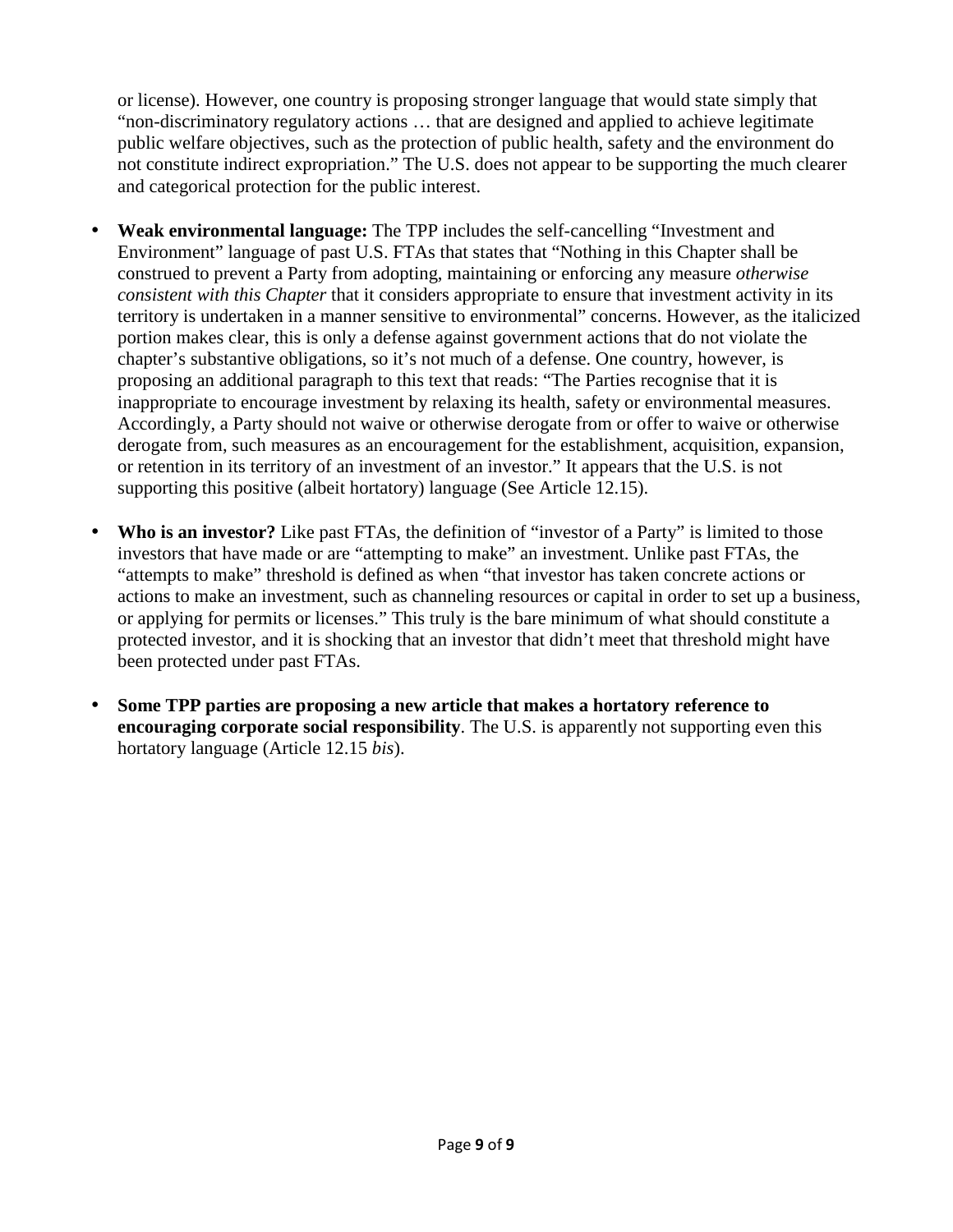or license). However, one country is proposing stronger language that would state simply that "non-discriminatory regulatory actions … that are designed and applied to achieve legitimate public welfare objectives, such as the protection of public health, safety and the environment do not constitute indirect expropriation." The U.S. does not appear to be supporting the much clearer and categorical protection for the public interest.

- **Weak environmental language:** The TPP includes the self-cancelling "Investment and Environment" language of past U.S. FTAs that states that "Nothing in this Chapter shall be construed to prevent a Party from adopting, maintaining or enforcing any measure *otherwise consistent with this Chapter* that it considers appropriate to ensure that investment activity in its territory is undertaken in a manner sensitive to environmental" concerns. However, as the italicized portion makes clear, this is only a defense against government actions that do not violate the chapter's substantive obligations, so it's not much of a defense. One country, however, is proposing an additional paragraph to this text that reads: "The Parties recognise that it is inappropriate to encourage investment by relaxing its health, safety or environmental measures. Accordingly, a Party should not waive or otherwise derogate from or offer to waive or otherwise derogate from, such measures as an encouragement for the establishment, acquisition, expansion, or retention in its territory of an investment of an investor." It appears that the U.S. is not supporting this positive (albeit hortatory) language (See Article 12.15).

- **Who is an investor?** Like past FTAs, the definition of "investor of a Party" is limited to those investors that have made or are "attempting to make" an investment. Unlike past FTAs, the "attempts to make" threshold is defined as when "that investor has taken concrete actions or actions to make an investment, such as channeling resources or capital in order to set up a business, or applying for permits or licenses." This truly is the bare minimum of what should constitute a protected investor, and it is shocking that an investor that didn't meet that threshold might have been protected under past FTAs.

- **Some TPP parties are proposing a new article that makes a hortatory reference to encouraging corporate social responsibility**. The U.S. is apparently not supporting even this hortatory language (Article 12.15 *bis*).